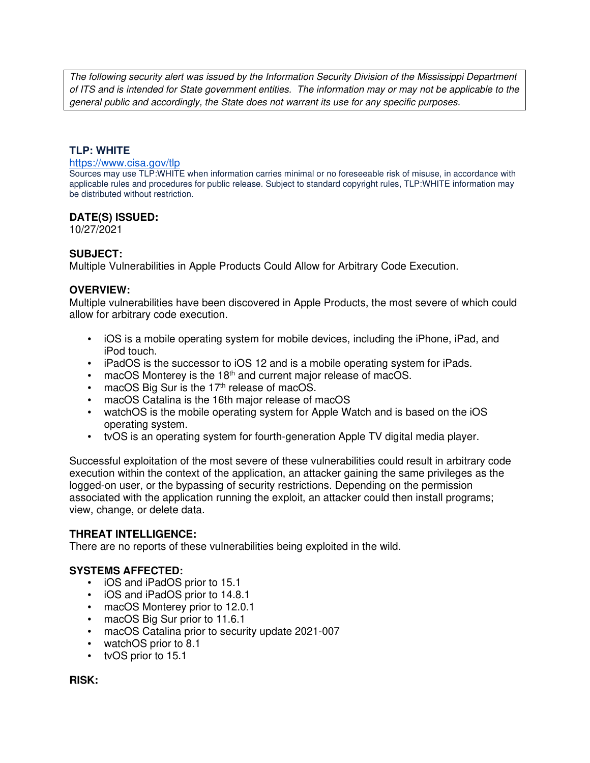*The following security alert was issued by the Information Security Division of the Mississippi Department of ITS and is intended for State government entities. The information may or may not be applicable to the general public and accordingly, the State does not warrant its use for any specific purposes.*

### TLP: WHITE

[https://www.cisa.gov/tlp](https://www.cisa.gov/tlp)

Sources may use TLP:WHITE when information carries minimal or no foreseeable risk of misuse, in accordance with applicable rules and procedures for public release. Subject to standard copyright rules, TLP:WHITE information may be distributed without restriction.

### DATE(S) ISSUED:

10/27/2021

### SUBJECT:

Multiple Vulnerabilities in Apple Products Could Allow for Arbitrary Code Execution.

### OVERVIEW:

Multiple vulnerabilities have been discovered in Apple Products, the most severe of which could allow for arbitrary code execution.

- iOS is a mobile operating system for mobile devices, including the iPhone, iPad, and iPod touch.
- iPadOS is the successor to iOS 12 and is a mobile operating system for iPads.
- macOS Monterey is the 18th and current major release of macOS.
- macOS Big Sur is the 17th release of macOS.
- macOS Catalina is the 16th major release of macOS
- watchOS is the mobile operating system for Apple Watch and is based on the iOS operating system.
- tvOS is an operating system for fourth-generation Apple TV digital media player.

Successful exploitation of the most severe of these vulnerabilities could result in arbitrary code execution within the context of the application, an attacker gaining the same privileges as the logged-on user, or the bypassing of security restrictions. Depending on the permission associated with the application running the exploit, an attacker could then install programs; view, change, or delete data.

### THREAT INTELLIGENCE:

There are no reports of these vulnerabilities being exploited in the wild.

### SYSTEMS AFFECTED:

- iOS and iPadOS prior to 15.1
- iOS and iPadOS prior to 14.8.1
- macOS Monterey prior to 12.0.1
- macOS Big Sur prior to 11.6.1
- macOS Catalina prior to security update 2021-007
- watchOS prior to 8.1
- tvOS prior to 15.1

### RISK: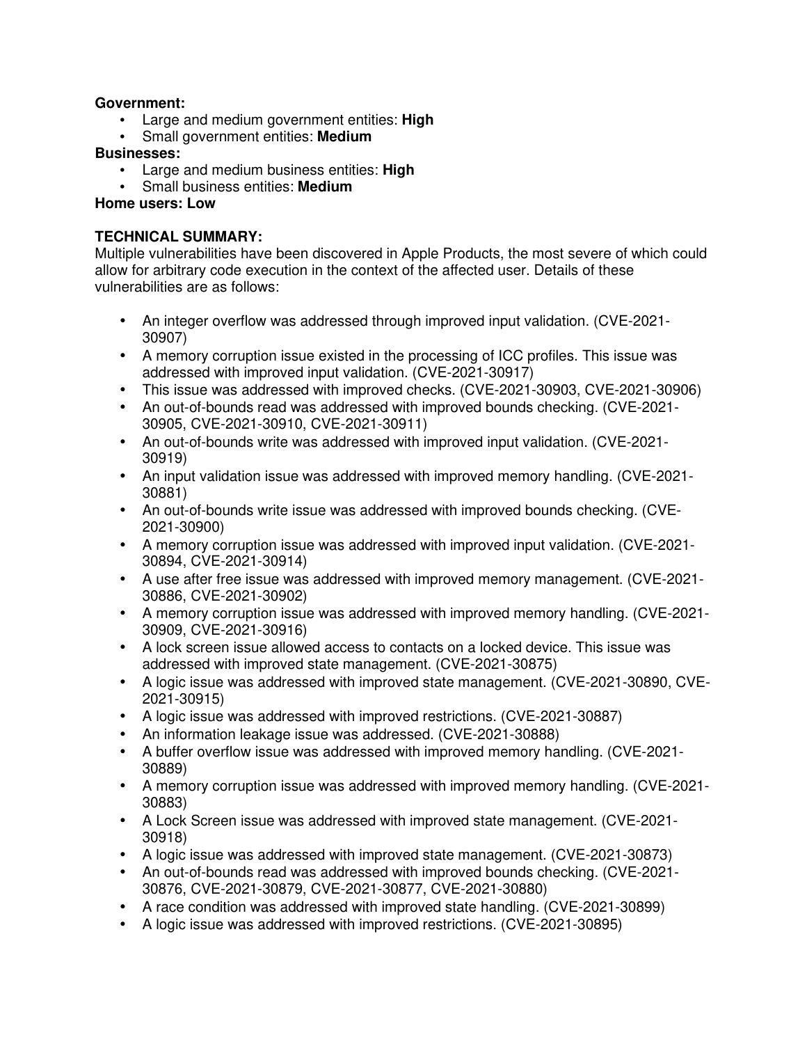**Government:**

- Large and medium government entities: **High**
- Small government entities: **Medium**

**Businesses:**

- Large and medium business entities: **High**
- Small business entities: **Medium**

**Home users: Low**

**TECHNICAL SUMMARY:**

Multiple vulnerabilities have been discovered in Apple Products, the most severe of which could allow for arbitrary code execution in the context of the affected user. Details of these vulnerabilities are as follows:

- An integer overflow was addressed through improved input validation. (CVE-2021-30907)
- A memory corruption issue existed in the processing of ICC profiles. This issue was addressed with improved input validation. (CVE-2021-30917)
- This issue was addressed with improved checks. (CVE-2021-30903, CVE-2021-30906)
- An out-of-bounds read was addressed with improved bounds checking. (CVE-2021-30905, CVE-2021-30910, CVE-2021-30911)
- An out-of-bounds write was addressed with improved input validation. (CVE-2021-30919)
- An input validation issue was addressed with improved memory handling. (CVE-2021-30881)
- An out-of-bounds write issue was addressed with improved bounds checking. (CVE-2021-30900)
- A memory corruption issue was addressed with improved input validation. (CVE-2021-30894, CVE-2021-30914)
- A use after free issue was addressed with improved memory management. (CVE-2021-30886, CVE-2021-30902)
- A memory corruption issue was addressed with improved memory handling. (CVE-2021-30909, CVE-2021-30916)
- A lock screen issue allowed access to contacts on a locked device. This issue was addressed with improved state management. (CVE-2021-30875)
- A logic issue was addressed with improved state management. (CVE-2021-30890, CVE-2021-30915)
- A logic issue was addressed with improved restrictions. (CVE-2021-30887)
- An information leakage issue was addressed. (CVE-2021-30888)
- A buffer overflow issue was addressed with improved memory handling. (CVE-2021-30889)
- A memory corruption issue was addressed with improved memory handling. (CVE-2021-30883)
- A Lock Screen issue was addressed with improved state management. (CVE-2021-30918)
- A logic issue was addressed with improved state management. (CVE-2021-30873)
- An out-of-bounds read was addressed with improved bounds checking. (CVE-2021-30876, CVE-2021-30879, CVE-2021-30877, CVE-2021-30880)
- A race condition was addressed with improved state handling. (CVE-2021-30899)
- A logic issue was addressed with improved restrictions. (CVE-2021-30895)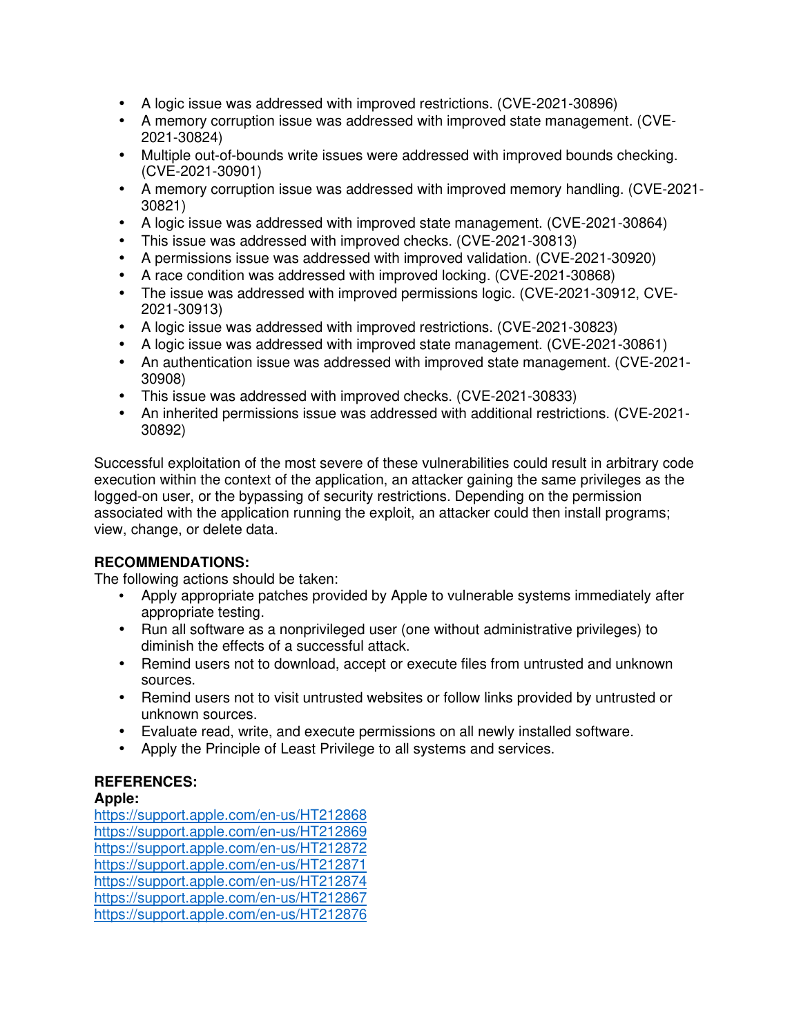- A logic issue was addressed with improved restrictions. (CVE-2021-30896)
- A memory corruption issue was addressed with improved state management. (CVE-2021-30824)
- Multiple out-of-bounds write issues were addressed with improved bounds checking. (CVE-2021-30901)
- A memory corruption issue was addressed with improved memory handling. (CVE-2021-30821)
- A logic issue was addressed with improved state management. (CVE-2021-30864)
- This issue was addressed with improved checks. (CVE-2021-30813)
- A permissions issue was addressed with improved validation. (CVE-2021-30920)
- A race condition was addressed with improved locking. (CVE-2021-30868)
- The issue was addressed with improved permissions logic. (CVE-2021-30912, CVE-2021-30913)
- A logic issue was addressed with improved restrictions. (CVE-2021-30823)
- A logic issue was addressed with improved state management. (CVE-2021-30861)
- An authentication issue was addressed with improved state management. (CVE-2021-30908)
- This issue was addressed with improved checks. (CVE-2021-30833)
- An inherited permissions issue was addressed with additional restrictions. (CVE-2021-30892)

Successful exploitation of the most severe of these vulnerabilities could result in arbitrary code execution within the context of the application, an attacker gaining the same privileges as the logged-on user, or the bypassing of security restrictions. Depending on the permission associated with the application running the exploit, an attacker could then install programs; view, change, or delete data.

**RECOMMENDATIONS:**

The following actions should be taken:

- Apply appropriate patches provided by Apple to vulnerable systems immediately after appropriate testing.
- Run all software as a nonprivileged user (one without administrative privileges) to diminish the effects of a successful attack.
- Remind users not to download, accept or execute files from untrusted and unknown sources.
- Remind users not to visit untrusted websites or follow links provided by untrusted or unknown sources.
- Evaluate read, write, and execute permissions on all newly installed software.
- Apply the Principle of Least Privilege to all systems and services.

**REFERENCES:**

**Apple:**

https://support.apple.com/en-us/HT212868
https://support.apple.com/en-us/HT212869
https://support.apple.com/en-us/HT212872
https://support.apple.com/en-us/HT212871
https://support.apple.com/en-us/HT212874
https://support.apple.com/en-us/HT212867
https://support.apple.com/en-us/HT212876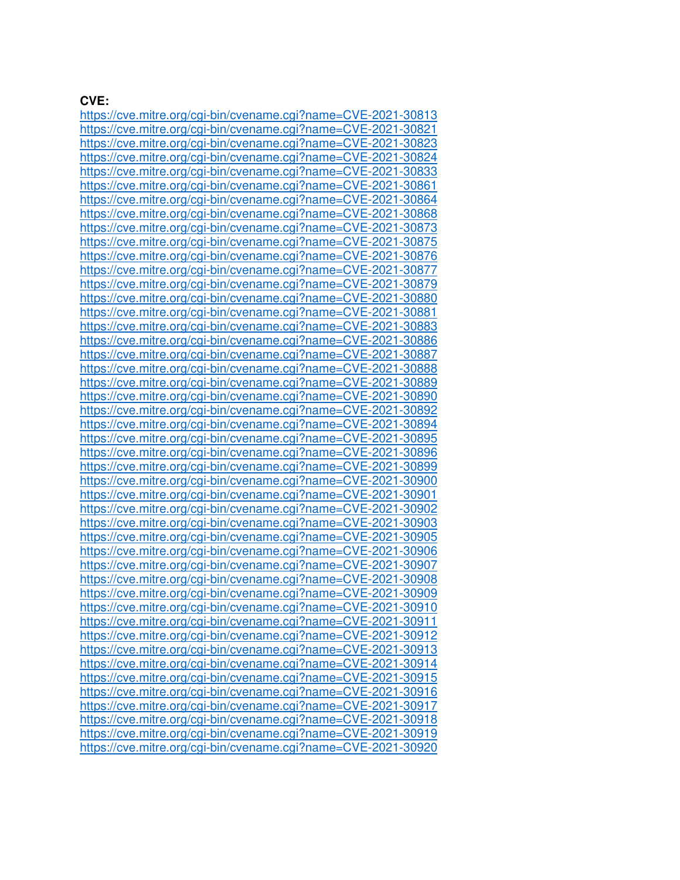**CVE:**
https://cve.mitre.org/cgi-bin/cvename.cgi?name=CVE-2021-30813
https://cve.mitre.org/cgi-bin/cvename.cgi?name=CVE-2021-30821
https://cve.mitre.org/cgi-bin/cvename.cgi?name=CVE-2021-30823
https://cve.mitre.org/cgi-bin/cvename.cgi?name=CVE-2021-30824
https://cve.mitre.org/cgi-bin/cvename.cgi?name=CVE-2021-30833
https://cve.mitre.org/cgi-bin/cvename.cgi?name=CVE-2021-30861
https://cve.mitre.org/cgi-bin/cvename.cgi?name=CVE-2021-30864
https://cve.mitre.org/cgi-bin/cvename.cgi?name=CVE-2021-30868
https://cve.mitre.org/cgi-bin/cvename.cgi?name=CVE-2021-30873
https://cve.mitre.org/cgi-bin/cvename.cgi?name=CVE-2021-30875
https://cve.mitre.org/cgi-bin/cvename.cgi?name=CVE-2021-30876
https://cve.mitre.org/cgi-bin/cvename.cgi?name=CVE-2021-30877
https://cve.mitre.org/cgi-bin/cvename.cgi?name=CVE-2021-30879
https://cve.mitre.org/cgi-bin/cvename.cgi?name=CVE-2021-30880
https://cve.mitre.org/cgi-bin/cvename.cgi?name=CVE-2021-30881
https://cve.mitre.org/cgi-bin/cvename.cgi?name=CVE-2021-30883
https://cve.mitre.org/cgi-bin/cvename.cgi?name=CVE-2021-30886
https://cve.mitre.org/cgi-bin/cvename.cgi?name=CVE-2021-30887
https://cve.mitre.org/cgi-bin/cvename.cgi?name=CVE-2021-30888
https://cve.mitre.org/cgi-bin/cvename.cgi?name=CVE-2021-30889
https://cve.mitre.org/cgi-bin/cvename.cgi?name=CVE-2021-30890
https://cve.mitre.org/cgi-bin/cvename.cgi?name=CVE-2021-30892
https://cve.mitre.org/cgi-bin/cvename.cgi?name=CVE-2021-30894
https://cve.mitre.org/cgi-bin/cvename.cgi?name=CVE-2021-30895
https://cve.mitre.org/cgi-bin/cvename.cgi?name=CVE-2021-30896
https://cve.mitre.org/cgi-bin/cvename.cgi?name=CVE-2021-30899
https://cve.mitre.org/cgi-bin/cvename.cgi?name=CVE-2021-30900
https://cve.mitre.org/cgi-bin/cvename.cgi?name=CVE-2021-30901
https://cve.mitre.org/cgi-bin/cvename.cgi?name=CVE-2021-30902
https://cve.mitre.org/cgi-bin/cvename.cgi?name=CVE-2021-30903
https://cve.mitre.org/cgi-bin/cvename.cgi?name=CVE-2021-30905
https://cve.mitre.org/cgi-bin/cvename.cgi?name=CVE-2021-30906
https://cve.mitre.org/cgi-bin/cvename.cgi?name=CVE-2021-30907
https://cve.mitre.org/cgi-bin/cvename.cgi?name=CVE-2021-30908
https://cve.mitre.org/cgi-bin/cvename.cgi?name=CVE-2021-30909
https://cve.mitre.org/cgi-bin/cvename.cgi?name=CVE-2021-30910
https://cve.mitre.org/cgi-bin/cvename.cgi?name=CVE-2021-30911
https://cve.mitre.org/cgi-bin/cvename.cgi?name=CVE-2021-30912
https://cve.mitre.org/cgi-bin/cvename.cgi?name=CVE-2021-30913
https://cve.mitre.org/cgi-bin/cvename.cgi?name=CVE-2021-30914
https://cve.mitre.org/cgi-bin/cvename.cgi?name=CVE-2021-30915
https://cve.mitre.org/cgi-bin/cvename.cgi?name=CVE-2021-30916
https://cve.mitre.org/cgi-bin/cvename.cgi?name=CVE-2021-30917
https://cve.mitre.org/cgi-bin/cvename.cgi?name=CVE-2021-30918
https://cve.mitre.org/cgi-bin/cvename.cgi?name=CVE-2021-30919
https://cve.mitre.org/cgi-bin/cvename.cgi?name=CVE-2021-30920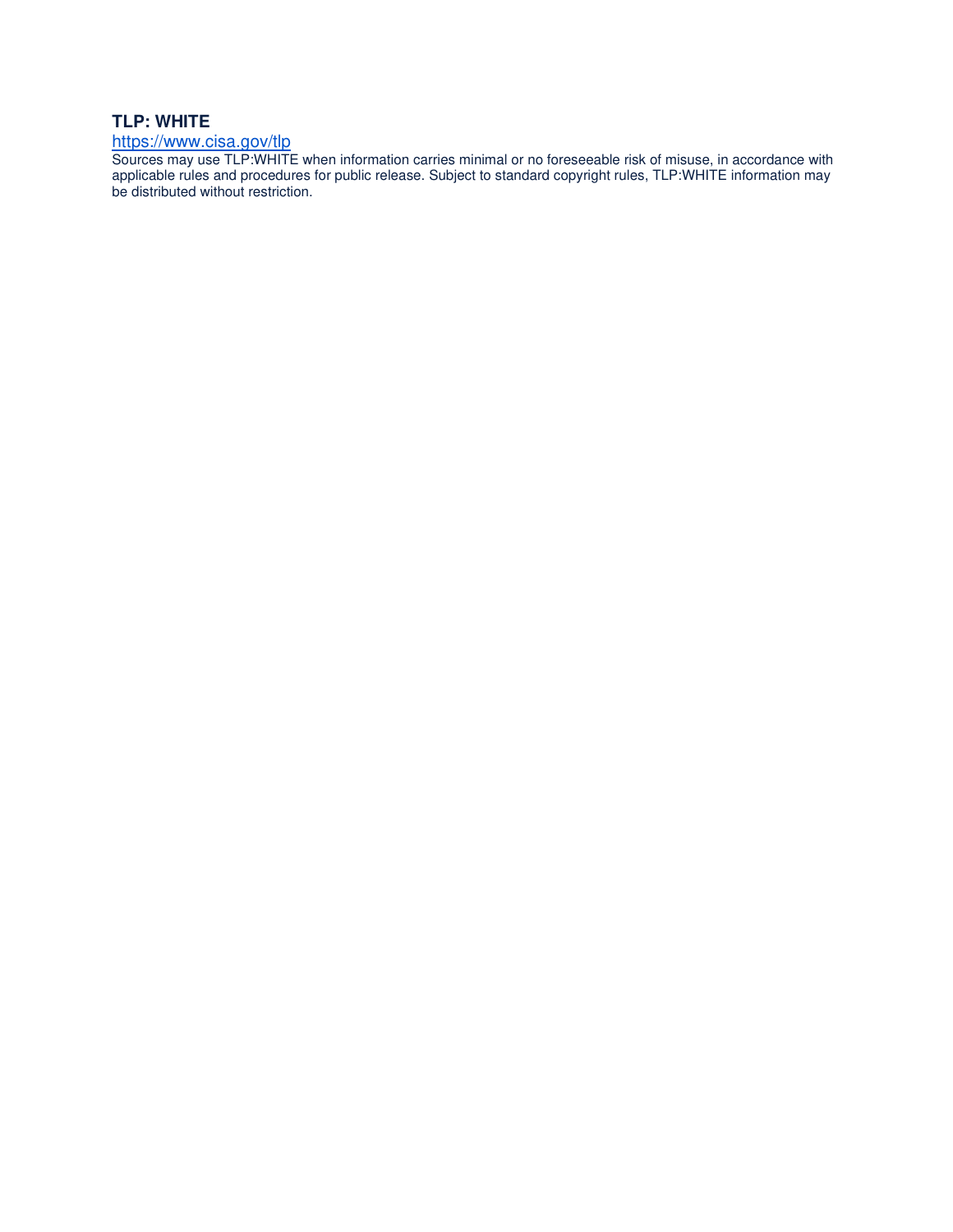**TLP: WHITE**

https://www.cisa.gov/tlp

Sources may use TLP:WHITE when information carries minimal or no foreseeable risk of misuse, in accordance with applicable rules and procedures for public release. Subject to standard copyright rules, TLP:WHITE information may be distributed without restriction.